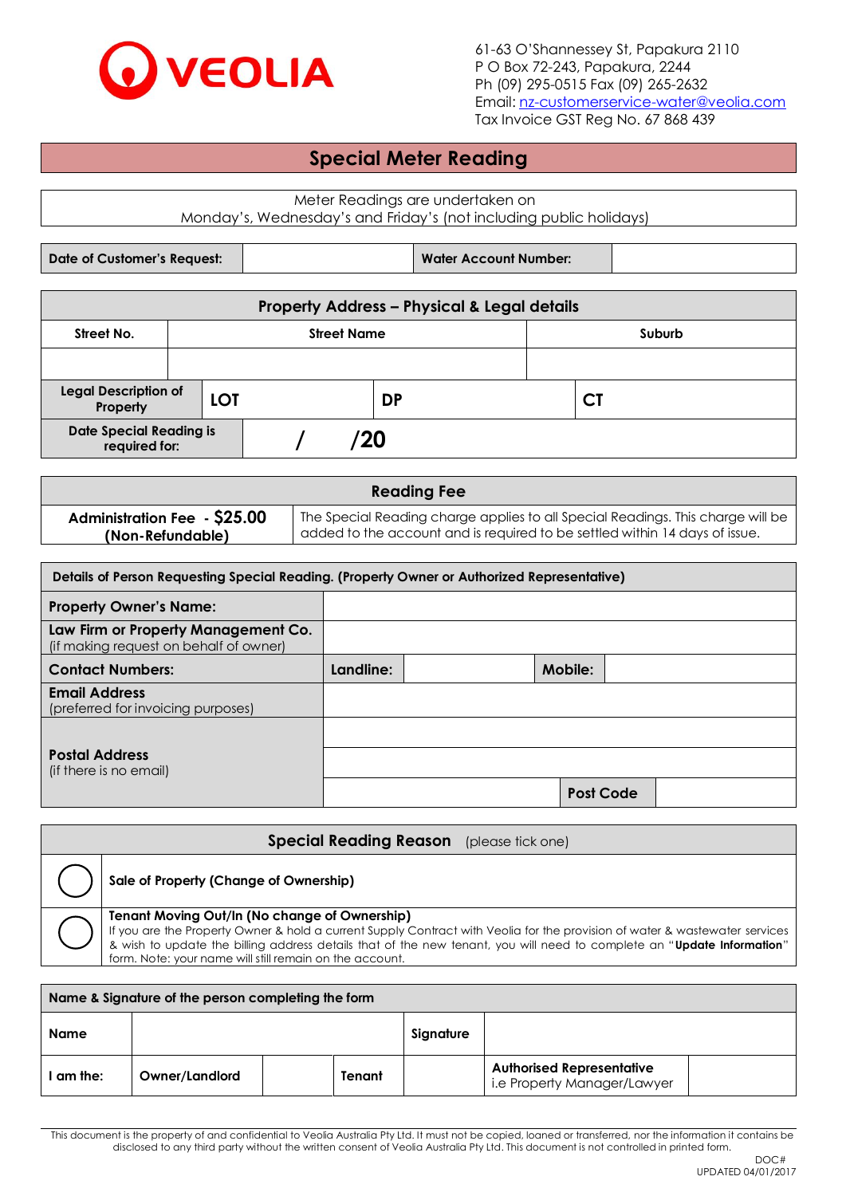VEOLIA

61-63 O'Shannessey St, Papakura 2110
P O Box 72-243, Papakura, 2244
Ph (09) 295-0515 Fax (09) 265-2632
Email: nz-customerservice-water@veolia.com
Tax Invoice GST Reg No. 67 868 439

# Special Meter Reading

Meter Readings are undertaken on
Monday's, Wednesday's and Friday's (not including public holidays)

| Date of Customer's Request: | | Water Account Number: | |
|---|---|---|---|

| Property Address – Physical & Legal details | | | | | |
|---|---|---|---|---|---|
| Street No. | Street Name | | | Suburb | |
| | | | | | |
| Legal Description of Property | LOT | | DP | | CT |
| Date Special Reading is required for: | / /20 | | | | |

| Reading Fee | |
|---|---|
| Administration Fee - $25.00 (Non-Refundable) | The Special Reading charge applies to all Special Readings. This charge will be added to the account and is required to be settled within 14 days of issue. |

| Details of Person Requesting Special Reading. (Property Owner or Authorized Representative) | | | | |
|---|---|---|---|---|
| Property Owner's Name: | | | | |
| Law Firm or Property Management Co. (if making request on behalf of owner) | | | | |
| Contact Numbers: | Landline: | | Mobile: | |
| Email Address (preferred for invoicing purposes) | | | | |
| Postal Address (if there is no email) | | | | |
| | | | | |
| | | | Post Code | |

| Special Reading Reason (please tick one) | |
|---|---|
| ◯ | Sale of Property (Change of Ownership) |
| ◯ | **Tenant Moving Out/In (No change of Ownership)** If you are the Property Owner & hold a current Supply Contract with Veolia for the provision of water & wastewater services & wish to update the billing address details that of the new tenant, you will need to complete an "**Update Information**" form. Note: your name will still remain on the account. |

| Name & Signature of the person completing the form | | | | | |
|---|---|---|---|---|---|
| Name | | | Signature | | |
| I am the: | Owner/Landlord | | Tenant | | Authorised Representative i.e Property Manager/Lawyer | |

This document is the property of and confidential to Veolia Australia Pty Ltd. It must not be copied, loaned or transferred, nor the information it contains be disclosed to any third party without the written consent of Veolia Australia Pty Ltd. This document is not controlled in printed form.

DOC#
UPDATED 04/01/2017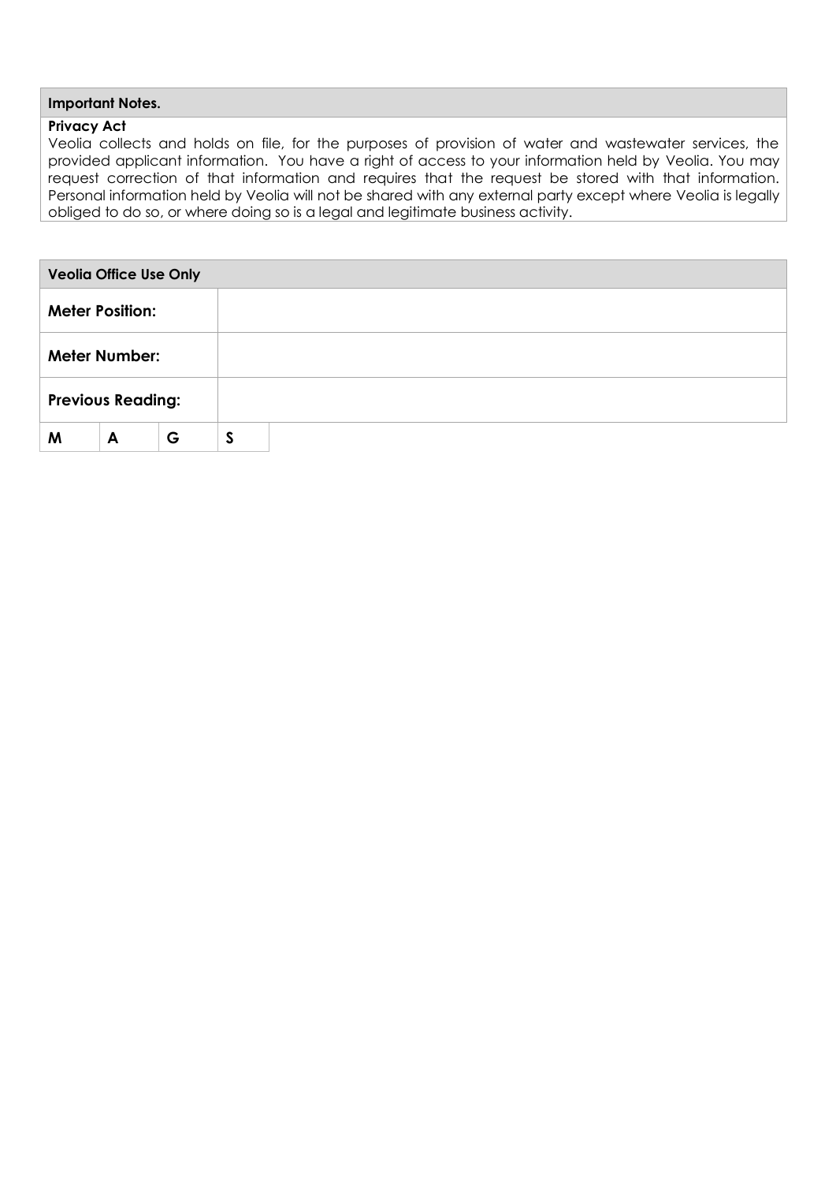| **Important Notes.** |
| --- |
| **Privacy Act**<br>Veolia collects and holds on file, for the purposes of provision of water and wastewater services, the provided applicant information. You have a right of access to your information held by Veolia. You may request correction of that information and requires that the request be stored with that information. Personal information held by Veolia will not be shared with any external party except where Veolia is legally obliged to do so, or where doing so is a legal and legitimate business activity. |

| **Veolia Office Use Only** | | | | |
| --- | --- | --- | --- | --- |
| **Meter Position:** | | | | |
| **Meter Number:** | | | | |
| **Previous Reading:** | | | | |
| **M** | **A** | **G** | **S** | |